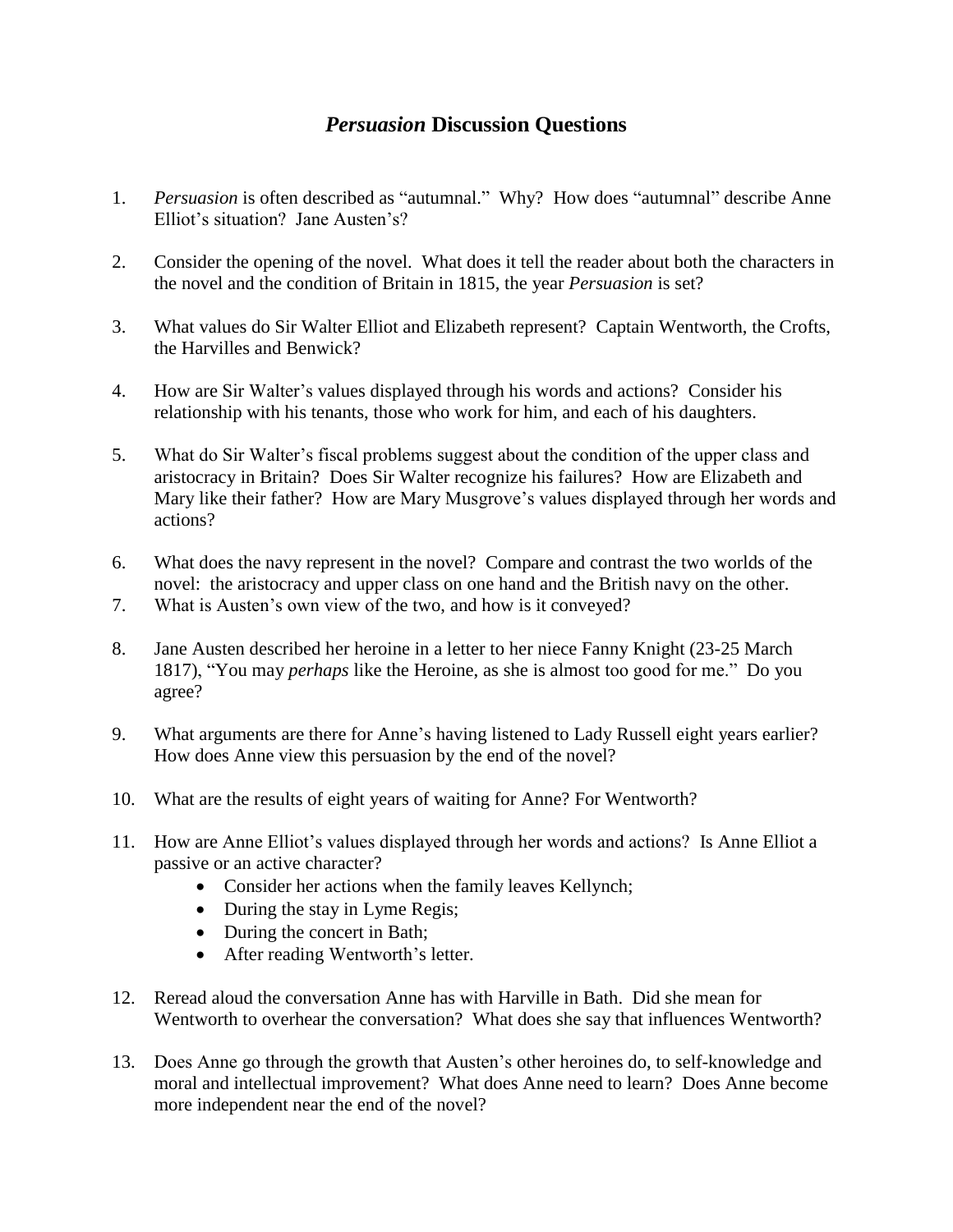# *Persuasion* Discussion Questions

1. *Persuasion* is often described as "autumnal." Why? How does "autumnal" describe Anne Elliot's situation? Jane Austen's?

2. Consider the opening of the novel. What does it tell the reader about both the characters in the novel and the condition of Britain in 1815, the year *Persuasion* is set?

3. What values do Sir Walter Elliot and Elizabeth represent? Captain Wentworth, the Crofts, the Harvilles and Benwick?

4. How are Sir Walter's values displayed through his words and actions? Consider his relationship with his tenants, those who work for him, and each of his daughters.

5. What do Sir Walter's fiscal problems suggest about the condition of the upper class and aristocracy in Britain? Does Sir Walter recognize his failures? How are Elizabeth and Mary like their father? How are Mary Musgrove's values displayed through her words and actions?

6. What does the navy represent in the novel? Compare and contrast the two worlds of the novel: the aristocracy and upper class on one hand and the British navy on the other.
7. What is Austen's own view of the two, and how is it conveyed?

8. Jane Austen described her heroine in a letter to her niece Fanny Knight (23-25 March 1817), "You may *perhaps* like the Heroine, as she is almost too good for me." Do you agree?

9. What arguments are there for Anne's having listened to Lady Russell eight years earlier? How does Anne view this persuasion by the end of the novel?

10. What are the results of eight years of waiting for Anne? For Wentworth?

11. How are Anne Elliot's values displayed through her words and actions? Is Anne Elliot a passive or an active character?
    - Consider her actions when the family leaves Kellynch;
    - During the stay in Lyme Regis;
    - During the concert in Bath;
    - After reading Wentworth's letter.

12. Reread aloud the conversation Anne has with Harville in Bath. Did she mean for Wentworth to overhear the conversation? What does she say that influences Wentworth?

13. Does Anne go through the growth that Austen's other heroines do, to self-knowledge and moral and intellectual improvement? What does Anne need to learn? Does Anne become more independent near the end of the novel?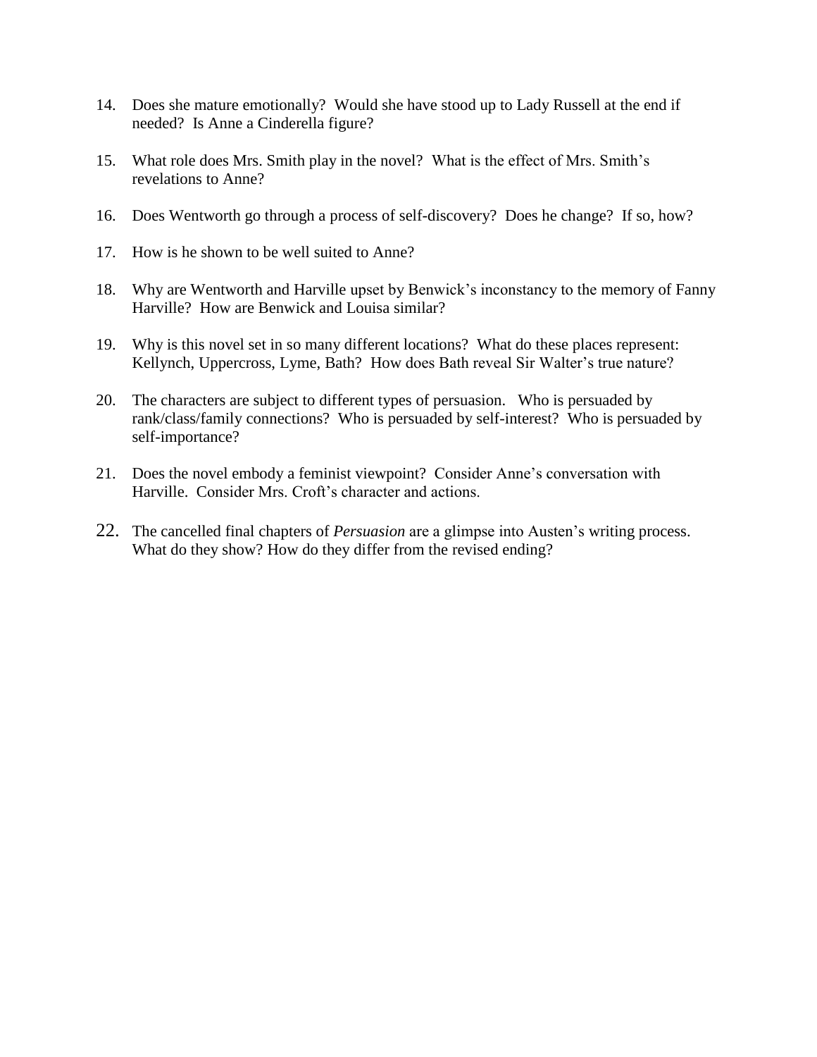14. Does she mature emotionally? Would she have stood up to Lady Russell at the end if needed? Is Anne a Cinderella figure?

15. What role does Mrs. Smith play in the novel? What is the effect of Mrs. Smith's revelations to Anne?

16. Does Wentworth go through a process of self-discovery? Does he change? If so, how?

17. How is he shown to be well suited to Anne?

18. Why are Wentworth and Harville upset by Benwick's inconstancy to the memory of Fanny Harville? How are Benwick and Louisa similar?

19. Why is this novel set in so many different locations? What do these places represent: Kellynch, Uppercross, Lyme, Bath? How does Bath reveal Sir Walter's true nature?

20. The characters are subject to different types of persuasion. Who is persuaded by rank/class/family connections? Who is persuaded by self-interest? Who is persuaded by self-importance?

21. Does the novel embody a feminist viewpoint? Consider Anne's conversation with Harville. Consider Mrs. Croft's character and actions.

22. The cancelled final chapters of *Persuasion* are a glimpse into Austen's writing process. What do they show? How do they differ from the revised ending?